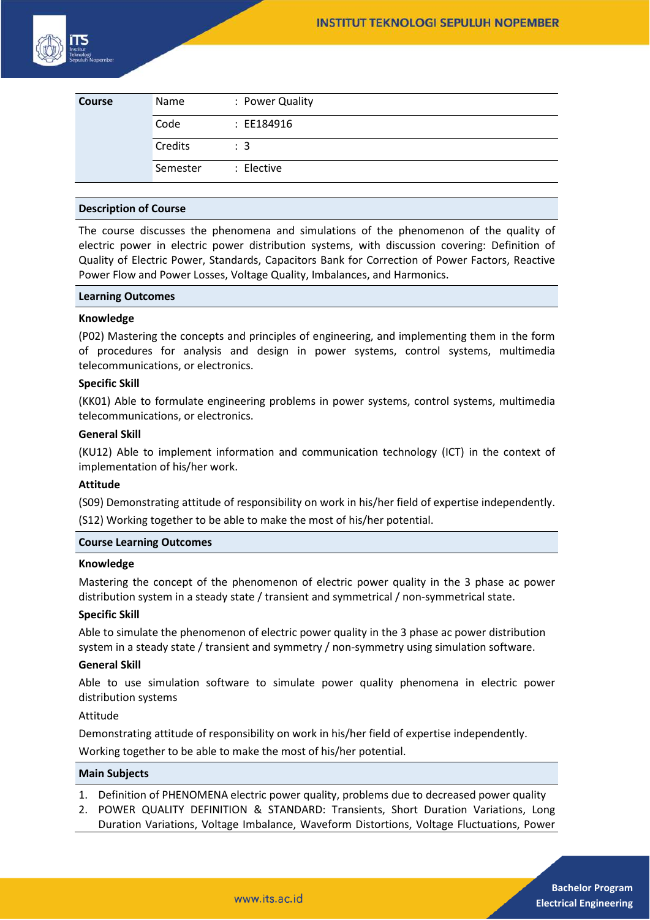| Course | | |
|---|---|---|
| | Name | : Power Quality |
| | Code | : EE184916 |
| | Credits | : 3 |
| | Semester | : Elective |

## Description of Course

The course discusses the phenomena and simulations of the phenomenon of the quality of electric power in electric power distribution systems, with discussion covering: Definition of Quality of Electric Power, Standards, Capacitors Bank for Correction of Power Factors, Reactive Power Flow and Power Losses, Voltage Quality, Imbalances, and Harmonics.

## Learning Outcomes

### Knowledge

(P02) Mastering the concepts and principles of engineering, and implementing them in the form of procedures for analysis and design in power systems, control systems, multimedia telecommunications, or electronics.

### Specific Skill

(KK01) Able to formulate engineering problems in power systems, control systems, multimedia telecommunications, or electronics.

### General Skill

(KU12) Able to implement information and communication technology (ICT) in the context of implementation of his/her work.

### Attitude

(S09) Demonstrating attitude of responsibility on work in his/her field of expertise independently.

(S12) Working together to be able to make the most of his/her potential.

## Course Learning Outcomes

### Knowledge

Mastering the concept of the phenomenon of electric power quality in the 3 phase ac power distribution system in a steady state / transient and symmetrical / non-symmetrical state.

### Specific Skill

Able to simulate the phenomenon of electric power quality in the 3 phase ac power distribution system in a steady state / transient and symmetry / non-symmetry using simulation software.

### General Skill

Able to use simulation software to simulate power quality phenomena in electric power distribution systems

Attitude

Demonstrating attitude of responsibility on work in his/her field of expertise independently.

Working together to be able to make the most of his/her potential.

## Main Subjects

1. Definition of PHENOMENA electric power quality, problems due to decreased power quality
2. POWER QUALITY DEFINITION & STANDARD: Transients, Short Duration Variations, Long Duration Variations, Voltage Imbalance, Waveform Distortions, Voltage Fluctuations, Power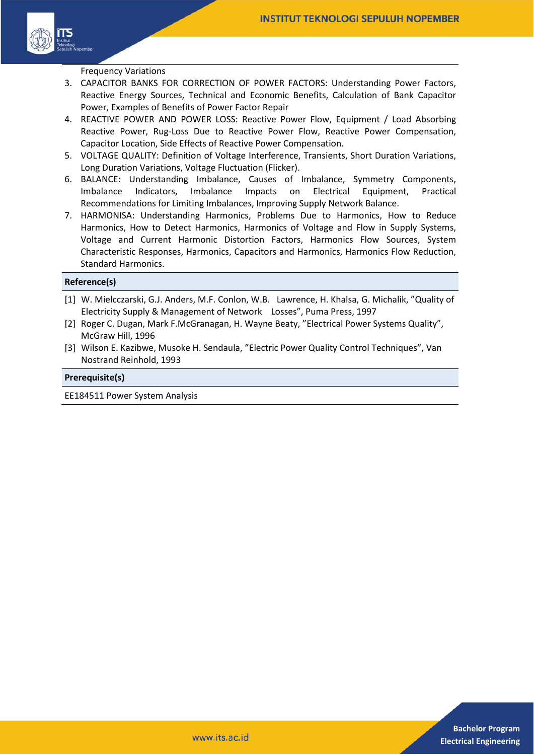Frequency Variations

3. CAPACITOR BANKS FOR CORRECTION OF POWER FACTORS: Understanding Power Factors, Reactive Energy Sources, Technical and Economic Benefits, Calculation of Bank Capacitor Power, Examples of Benefits of Power Factor Repair
4. REACTIVE POWER AND POWER LOSS: Reactive Power Flow, Equipment / Load Absorbing Reactive Power, Rug-Loss Due to Reactive Power Flow, Reactive Power Compensation, Capacitor Location, Side Effects of Reactive Power Compensation.
5. VOLTAGE QUALITY: Definition of Voltage Interference, Transients, Short Duration Variations, Long Duration Variations, Voltage Fluctuation (Flicker).
6. BALANCE: Understanding Imbalance, Causes of Imbalance, Symmetry Components, Imbalance Indicators, Imbalance Impacts on Electrical Equipment, Practical Recommendations for Limiting Imbalances, Improving Supply Network Balance.
7. HARMONISA: Understanding Harmonics, Problems Due to Harmonics, How to Reduce Harmonics, How to Detect Harmonics, Harmonics of Voltage and Flow in Supply Systems, Voltage and Current Harmonic Distortion Factors, Harmonics Flow Sources, System Characteristic Responses, Harmonics, Capacitors and Harmonics, Harmonics Flow Reduction, Standard Harmonics.

**Reference(s)**

[1] W. Mielcczarski, G.J. Anders, M.F. Conlon, W.B. Lawrence, H. Khalsa, G. Michalik, ”Quality of Electricity Supply & Management of Network Losses”, Puma Press, 1997

[2] Roger C. Dugan, Mark F.McGranagan, H. Wayne Beaty, ”Electrical Power Systems Quality”, McGraw Hill, 1996

[3] Wilson E. Kazibwe, Musoke H. Sendaula, ”Electric Power Quality Control Techniques”, Van Nostrand Reinhold, 1993

**Prerequisite(s)**

EE184511 Power System Analysis